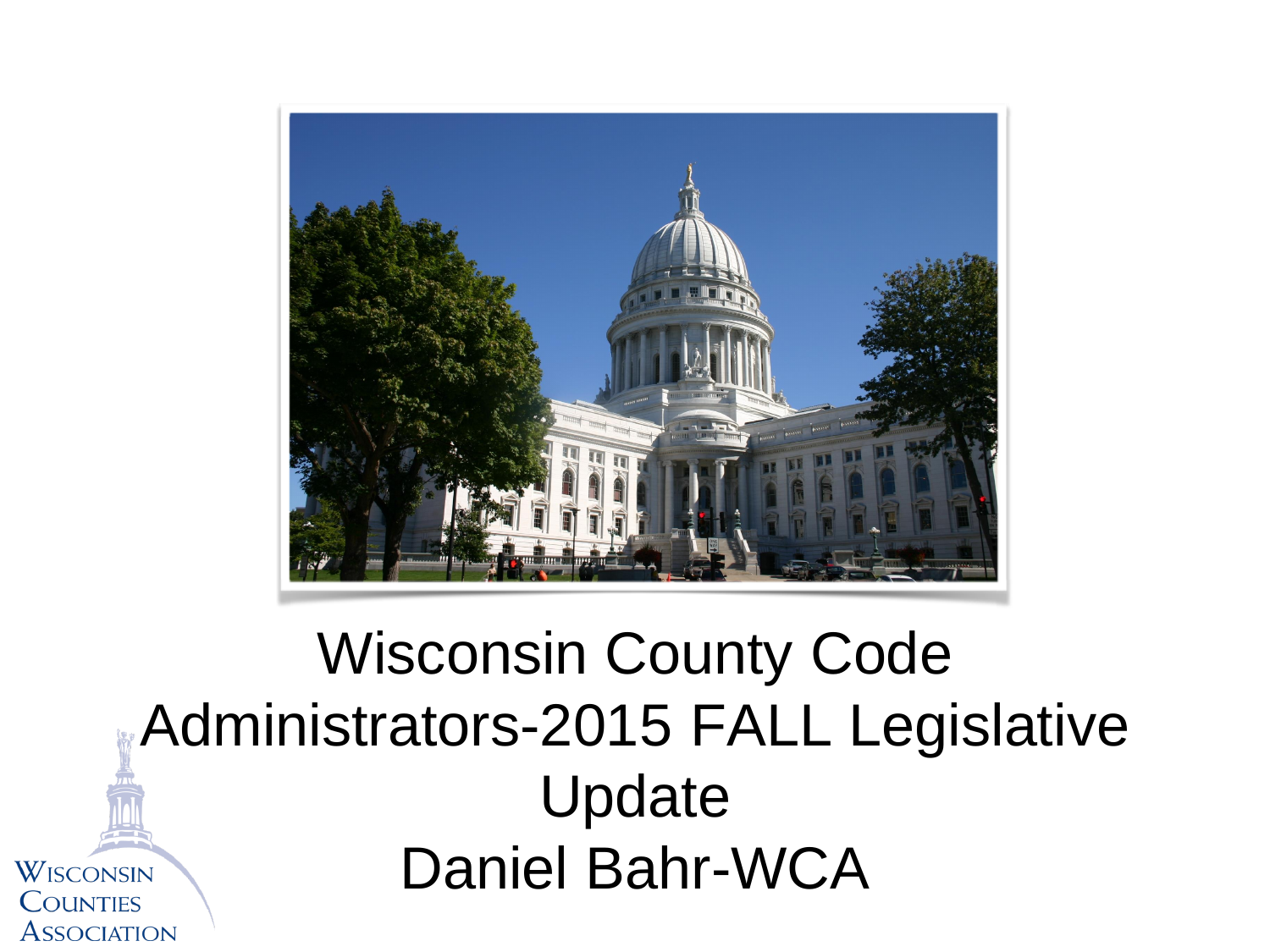# Wisconsin County Code Administrators-2015 FALL Legislative Update

## Daniel Bahr-WCA

Wisconsin Counties Association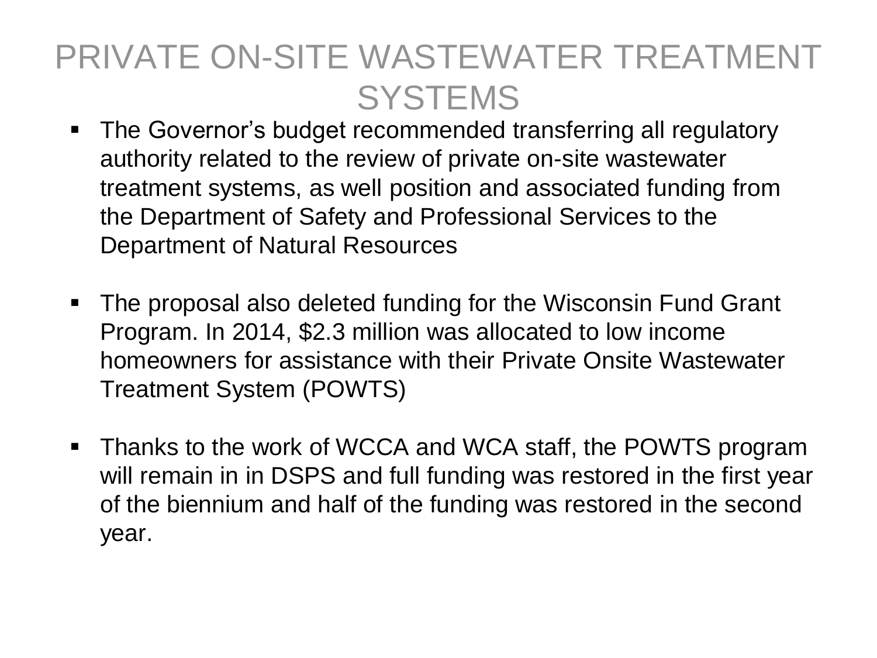# PRIVATE ON-SITE WASTEWATER TREATMENT SYSTEMS

- The Governor’s budget recommended transferring all regulatory authority related to the review of private on-site wastewater treatment systems, as well position and associated funding from the Department of Safety and Professional Services to the Department of Natural Resources

- The proposal also deleted funding for the Wisconsin Fund Grant Program. In 2014, $2.3 million was allocated to low income homeowners for assistance with their Private Onsite Wastewater Treatment System (POWTS)

- Thanks to the work of WCCA and WCA staff, the POWTS program will remain in in DSPS and full funding was restored in the first year of the biennium and half of the funding was restored in the second year.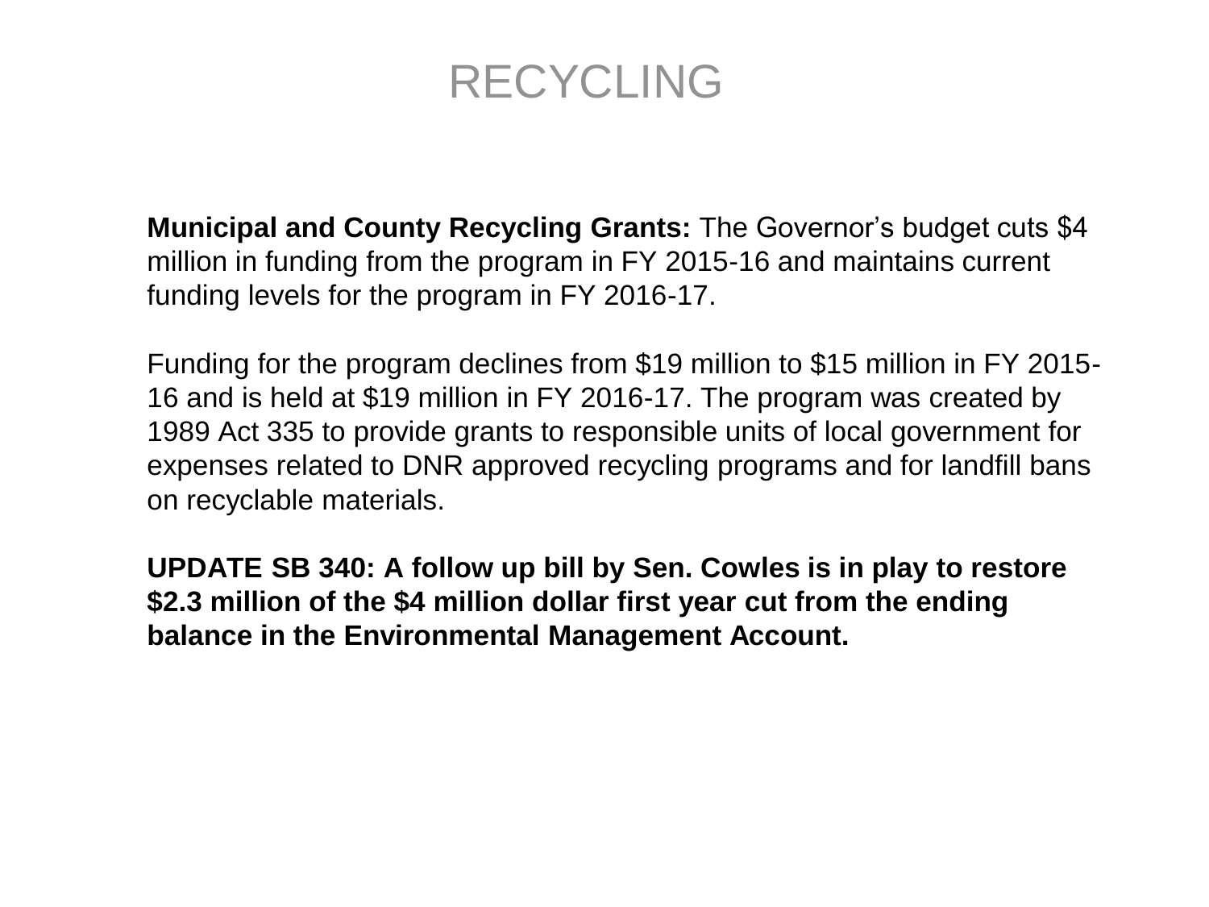# RECYCLING

**Municipal and County Recycling Grants:** The Governor's budget cuts $4 million in funding from the program in FY 2015-16 and maintains current funding levels for the program in FY 2016-17.

Funding for the program declines from $19 million to $15 million in FY 2015-16 and is held at $19 million in FY 2016-17. The program was created by 1989 Act 335 to provide grants to responsible units of local government for expenses related to DNR approved recycling programs and for landfill bans on recyclable materials.

**UPDATE SB 340: A follow up bill by Sen. Cowles is in play to restore $2.3 million of the $4 million dollar first year cut from the ending balance in the Environmental Management Account.**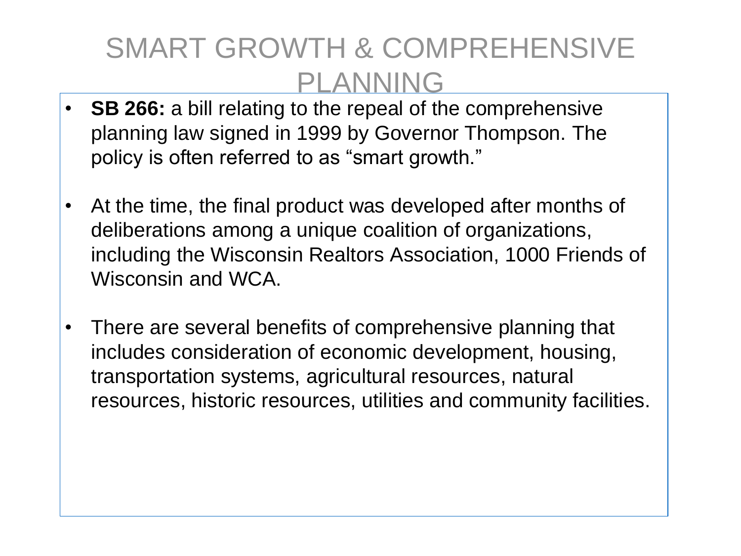# SMART GROWTH & COMPREHENSIVE PLANNING

- **SB 266:** a bill relating to the repeal of the comprehensive planning law signed in 1999 by Governor Thompson. The policy is often referred to as "smart growth."
- At the time, the final product was developed after months of deliberations among a unique coalition of organizations, including the Wisconsin Realtors Association, 1000 Friends of Wisconsin and WCA.
- There are several benefits of comprehensive planning that includes consideration of economic development, housing, transportation systems, agricultural resources, natural resources, historic resources, utilities and community facilities.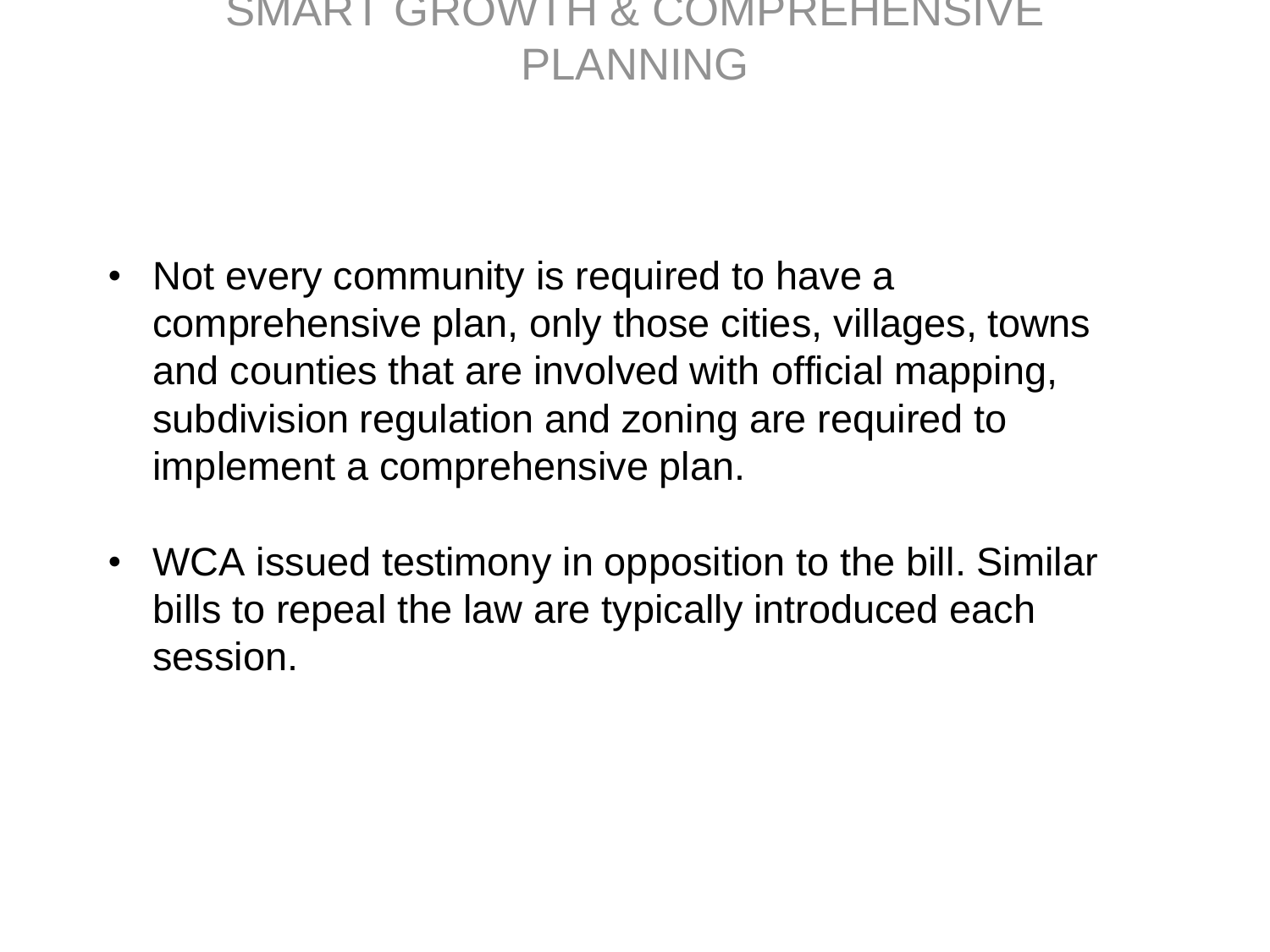# SMART GROWTH & COMPREHENSIVE PLANNING

- Not every community is required to have a comprehensive plan, only those cities, villages, towns and counties that are involved with official mapping, subdivision regulation and zoning are required to implement a comprehensive plan.

- WCA issued testimony in opposition to the bill. Similar bills to repeal the law are typically introduced each session.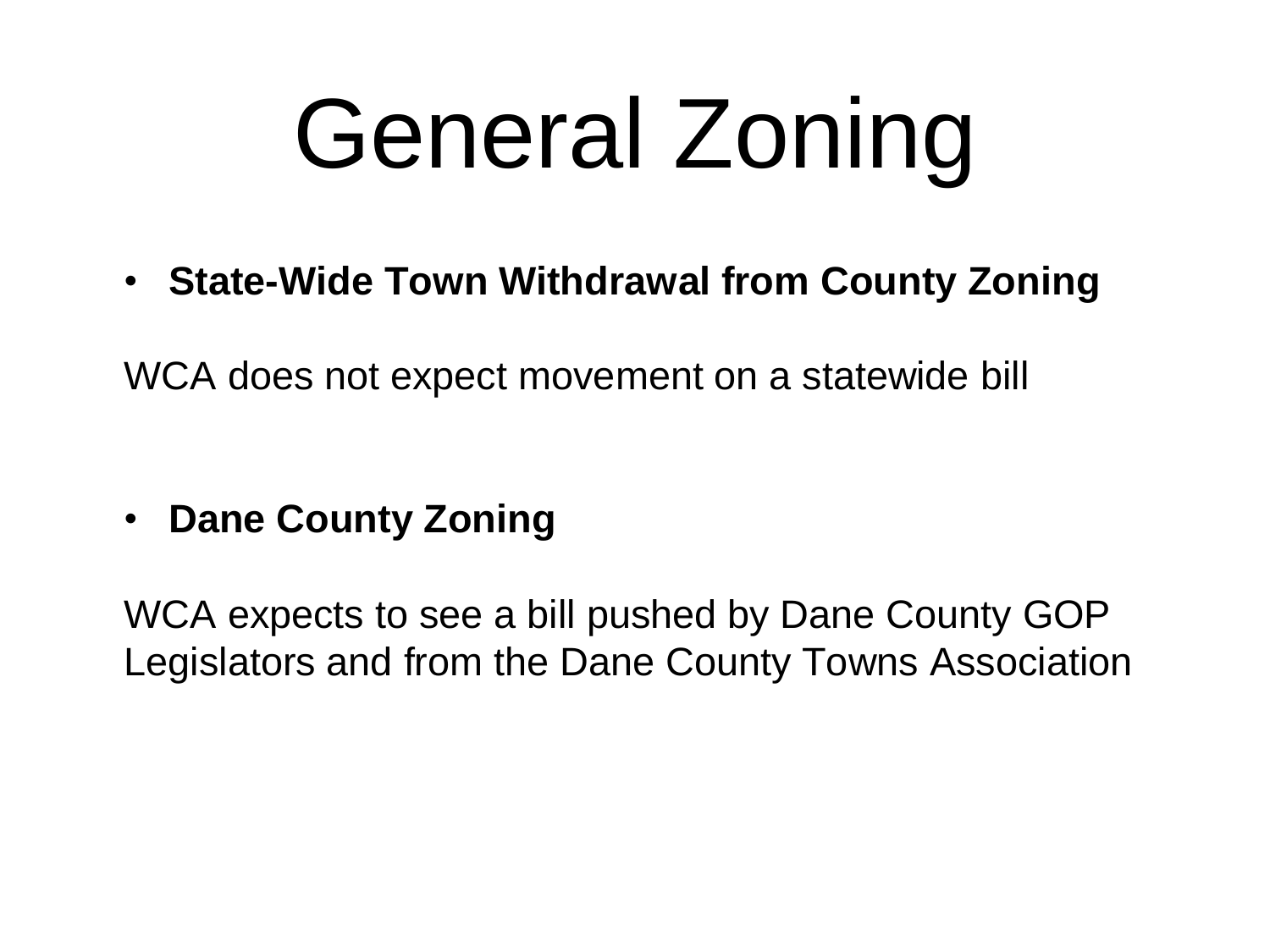# General Zoning

- **State-Wide Town Withdrawal from County Zoning**

WCA does not expect movement on a statewide bill

- **Dane County Zoning**

WCA expects to see a bill pushed by Dane County GOP Legislators and from the Dane County Towns Association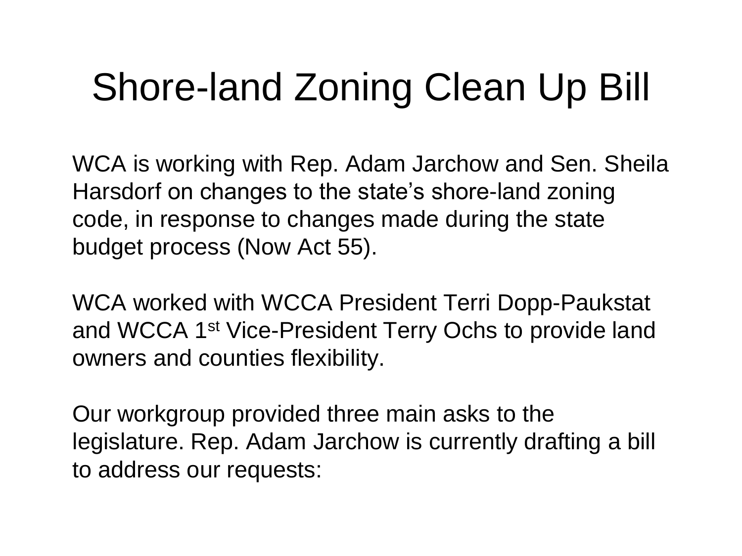# Shore-land Zoning Clean Up Bill

WCA is working with Rep. Adam Jarchow and Sen. Sheila Harsdorf on changes to the state's shore-land zoning code, in response to changes made during the state budget process (Now Act 55).

WCA worked with WCCA President Terri Dopp-Paukstat and WCCA 1st Vice-President Terry Ochs to provide land owners and counties flexibility.

Our workgroup provided three main asks to the legislature. Rep. Adam Jarchow is currently drafting a bill to address our requests: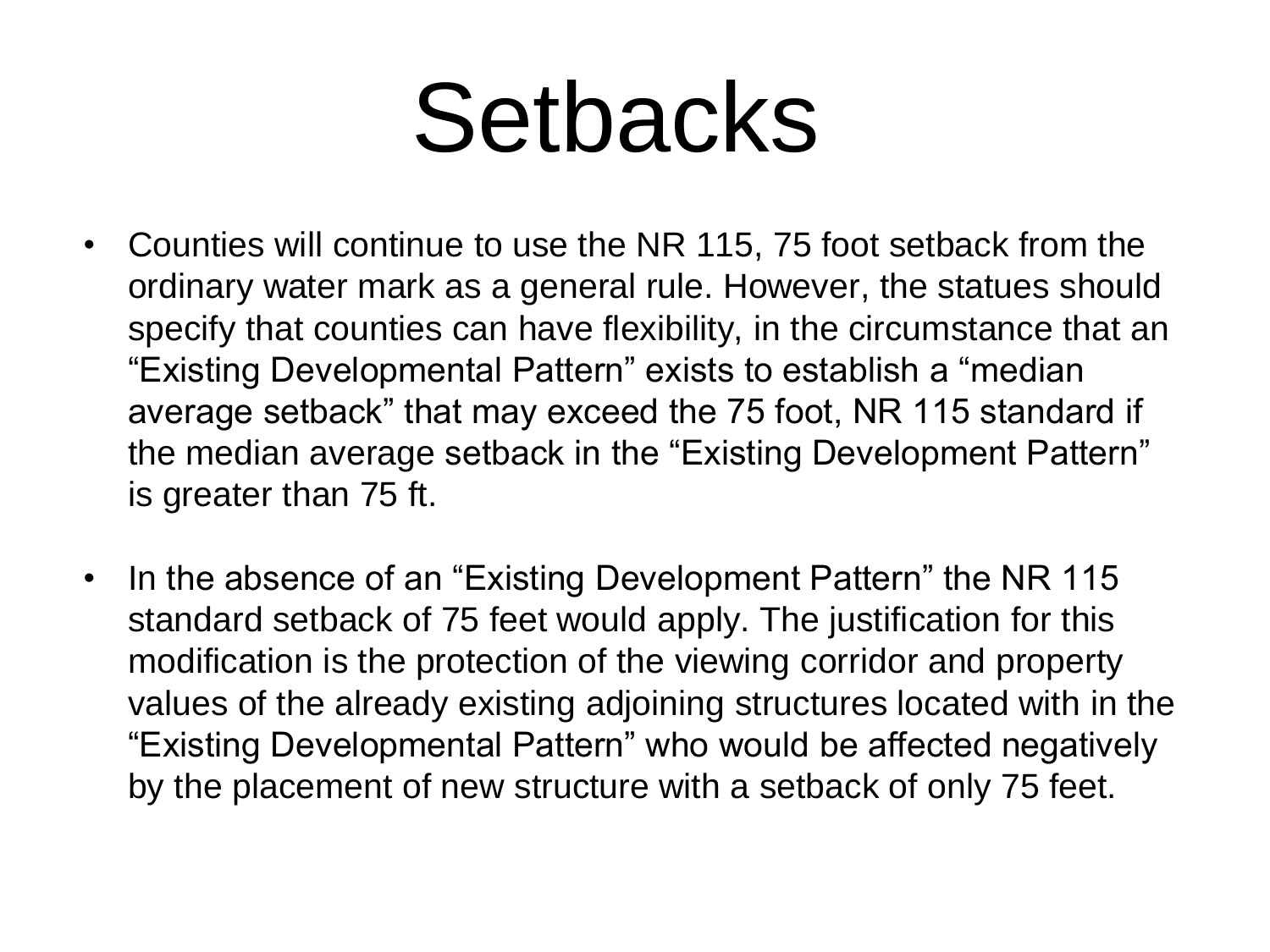# Setbacks

- Counties will continue to use the NR 115, 75 foot setback from the ordinary water mark as a general rule. However, the statues should specify that counties can have flexibility, in the circumstance that an "Existing Developmental Pattern" exists to establish a "median average setback" that may exceed the 75 foot, NR 115 standard if the median average setback in the "Existing Development Pattern" is greater than 75 ft.

- In the absence of an "Existing Development Pattern" the NR 115 standard setback of 75 feet would apply. The justification for this modification is the protection of the viewing corridor and property values of the already existing adjoining structures located with in the "Existing Developmental Pattern" who would be affected negatively by the placement of new structure with a setback of only 75 feet.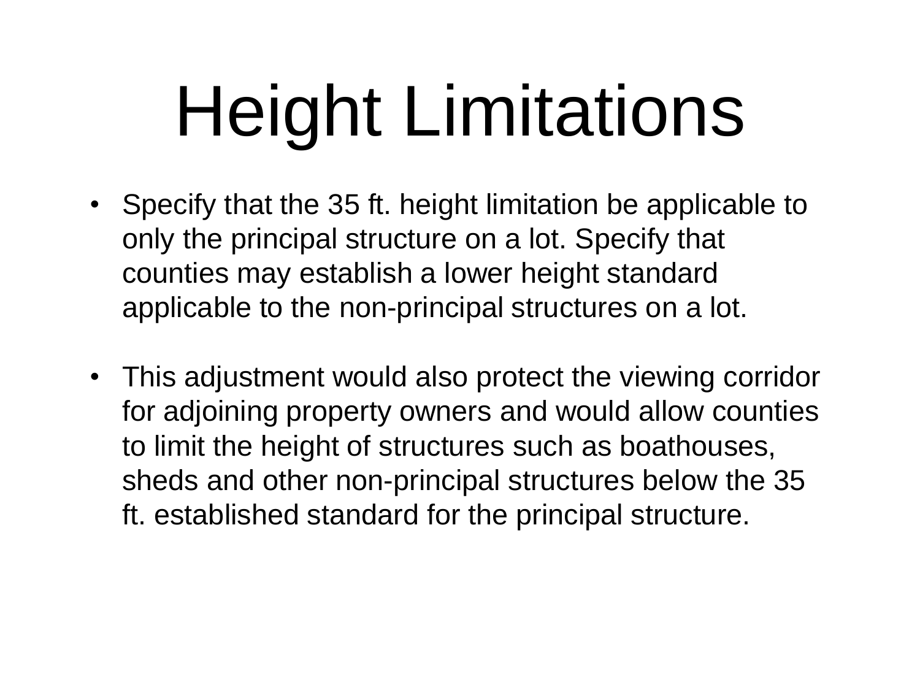# Height Limitations

- Specify that the 35 ft. height limitation be applicable to only the principal structure on a lot. Specify that counties may establish a lower height standard applicable to the non-principal structures on a lot.

- This adjustment would also protect the viewing corridor for adjoining property owners and would allow counties to limit the height of structures such as boathouses, sheds and other non-principal structures below the 35 ft. established standard for the principal structure.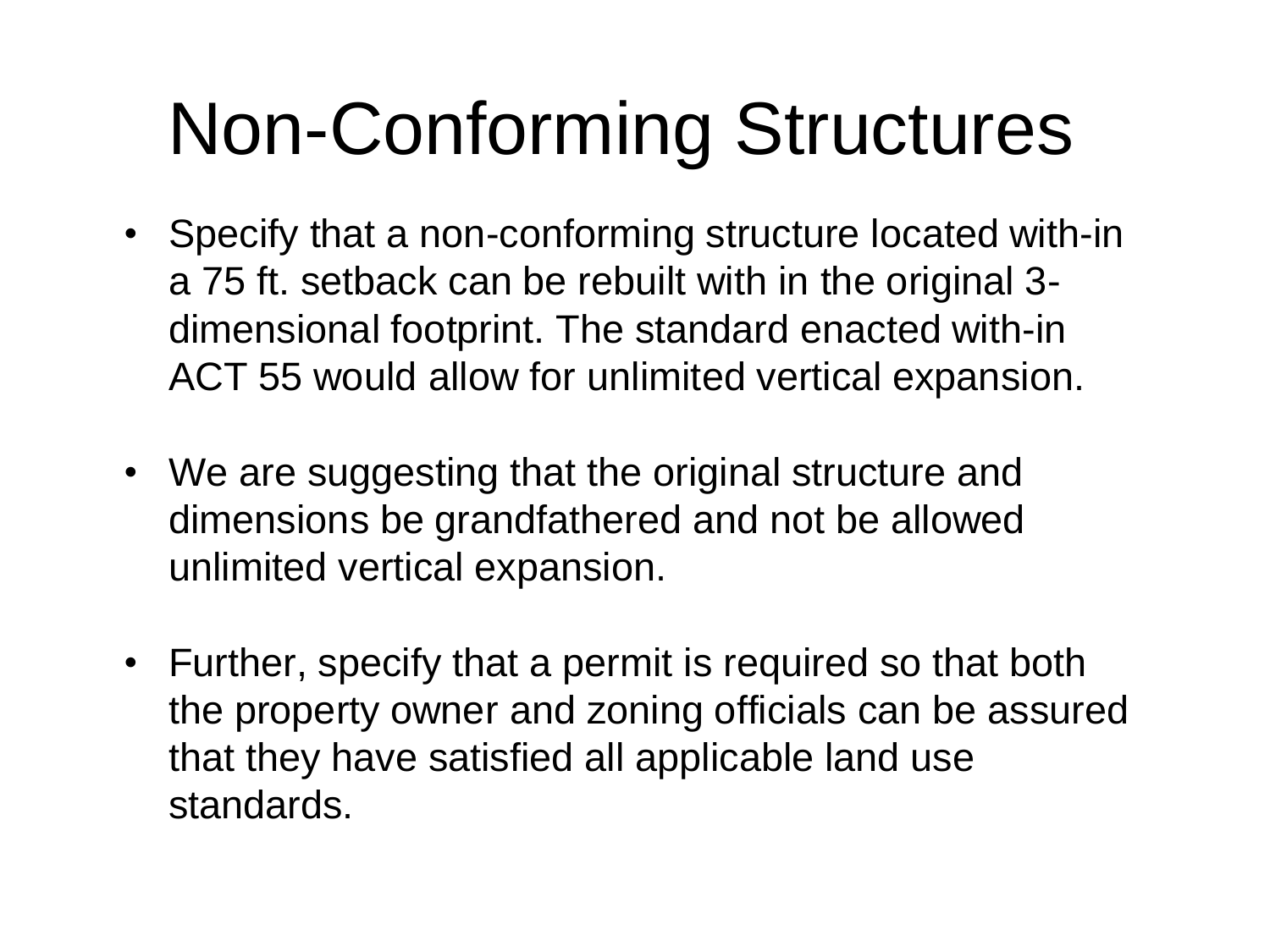# Non-Conforming Structures

- Specify that a non-conforming structure located with-in a 75 ft. setback can be rebuilt with in the original 3-dimensional footprint. The standard enacted with-in ACT 55 would allow for unlimited vertical expansion.

- We are suggesting that the original structure and dimensions be grandfathered and not be allowed unlimited vertical expansion.

- Further, specify that a permit is required so that both the property owner and zoning officials can be assured that they have satisfied all applicable land use standards.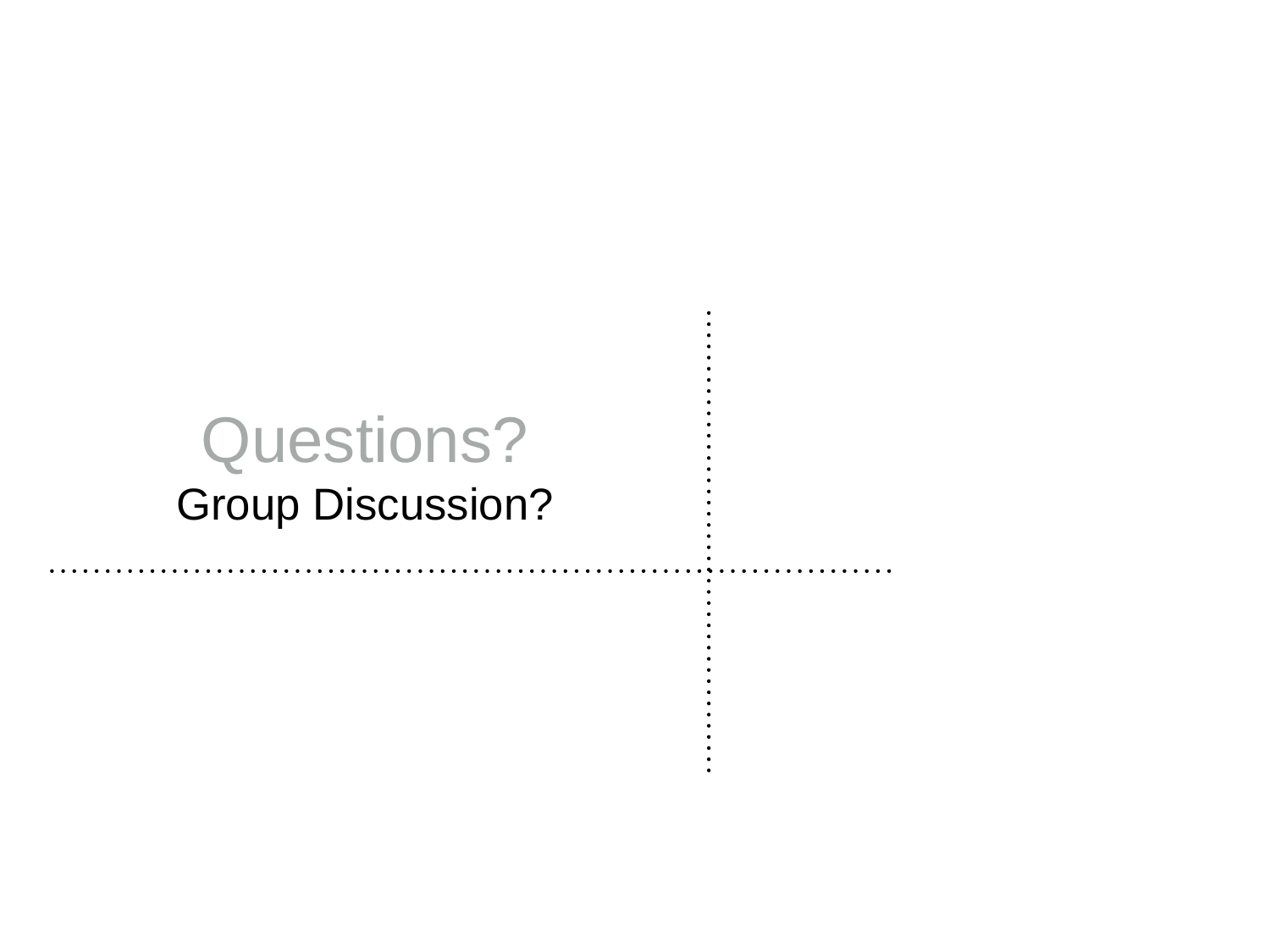# Questions?

Group Discussion?